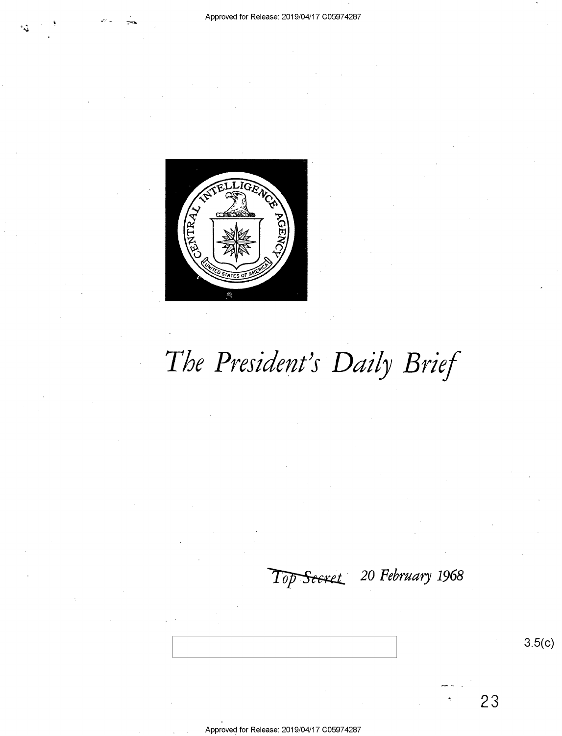Approved for Release: 2019/04/17 C05974287

# The President's Daily Brief

~~Top Secret~~ 20 February 1968

3.5(c)

23

Approved for Release: 2019/04/17 C05974287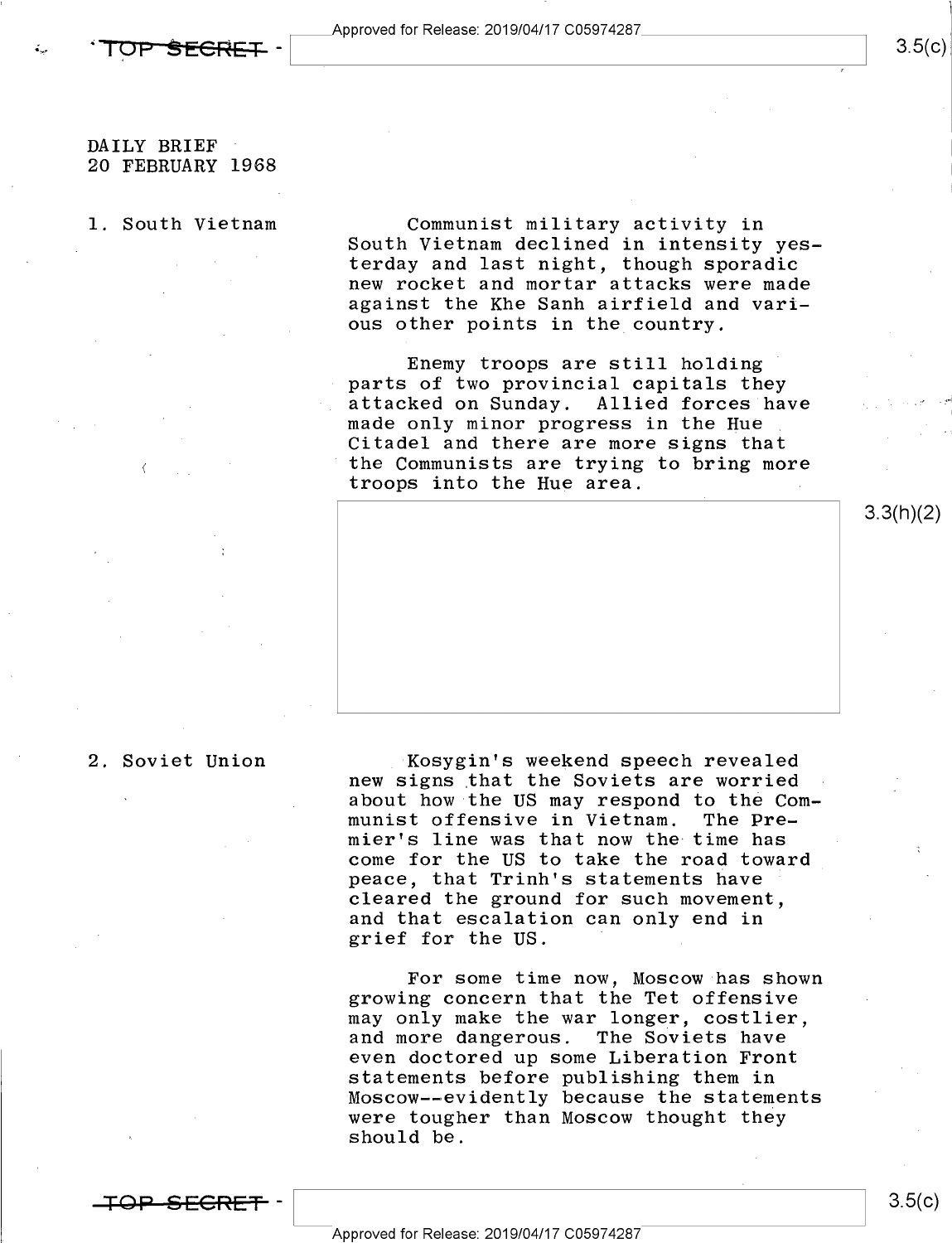DAILY BRIEF
20 FEBRUARY 1968

1. South Vietnam

Communist military activity in South Vietnam declined in intensity yesterday and last night, though sporadic new rocket and mortar attacks were made against the Khe Sanh airfield and various other points in the country.

Enemy troops are still holding parts of two provincial capitals they attacked on Sunday. Allied forces have made only minor progress in the Hue Citadel and there are more signs that the Communists are trying to bring more troops into the Hue area.

3.3(h)(2)

2. Soviet Union

Kosygin's weekend speech revealed new signs that the Soviets are worried about how the US may respond to the Communist offensive in Vietnam. The Premier's line was that now the time has come for the US to take the road toward peace, that Trinh's statements have cleared the ground for such movement, and that escalation can only end in grief for the US.

For some time now, Moscow has shown growing concern that the Tet offensive may only make the war longer, costlier, and more dangerous. The Soviets have even doctored up some Liberation Front statements before publishing them in Moscow--evidently because the statements were tougher than Moscow thought they should be.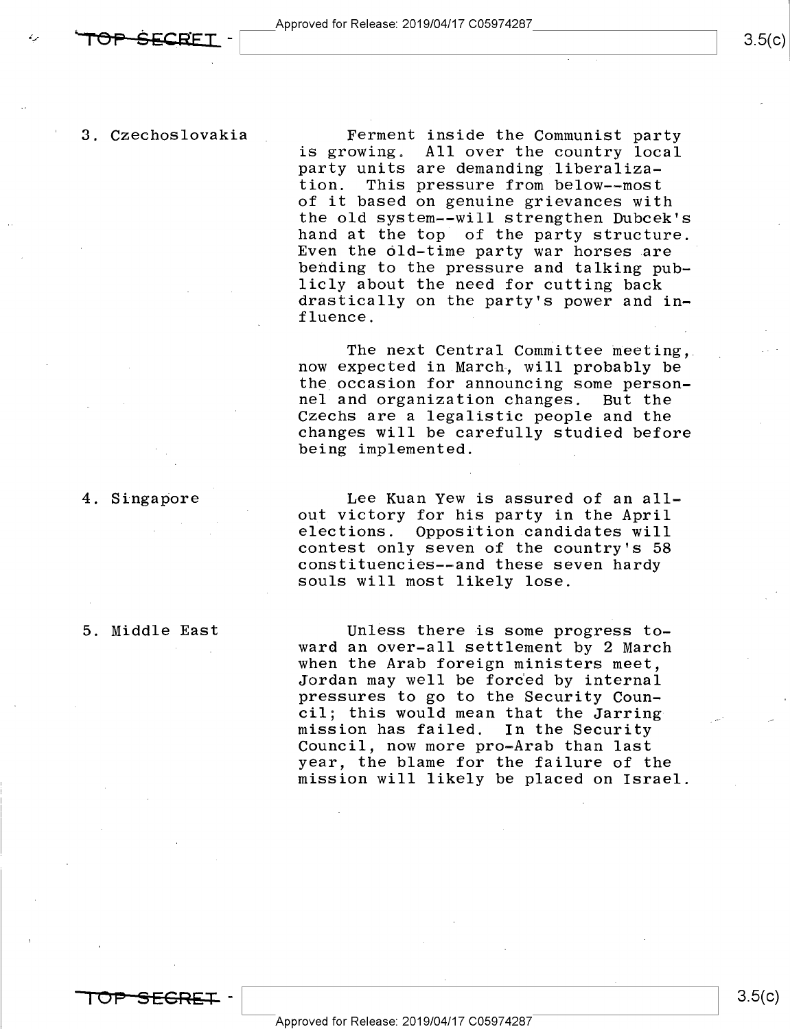3. Czechoslovakia

Ferment inside the Communist party is growing. All over the country local party units are demanding liberalization. This pressure from below--most of it based on genuine grievances with the old system--will strengthen Dubcek's hand at the top of the party structure. Even the old-time party war horses are bending to the pressure and talking publicly about the need for cutting back drastically on the party's power and influence.

The next Central Committee meeting, now expected in March, will probably be the occasion for announcing some personnel and organization changes. But the Czechs are a legalistic people and the changes will be carefully studied before being implemented.

4. Singapore

Lee Kuan Yew is assured of an all-out victory for his party in the April elections. Opposition candidates will contest only seven of the country's 58 constituencies--and these seven hardy souls will most likely lose.

5. Middle East

Unless there is some progress toward an over-all settlement by 2 March when the Arab foreign ministers meet, Jordan may well be forced by internal pressures to go to the Security Council; this would mean that the Jarring mission has failed. In the Security Council, now more pro-Arab than last year, the blame for the failure of the mission will likely be placed on Israel.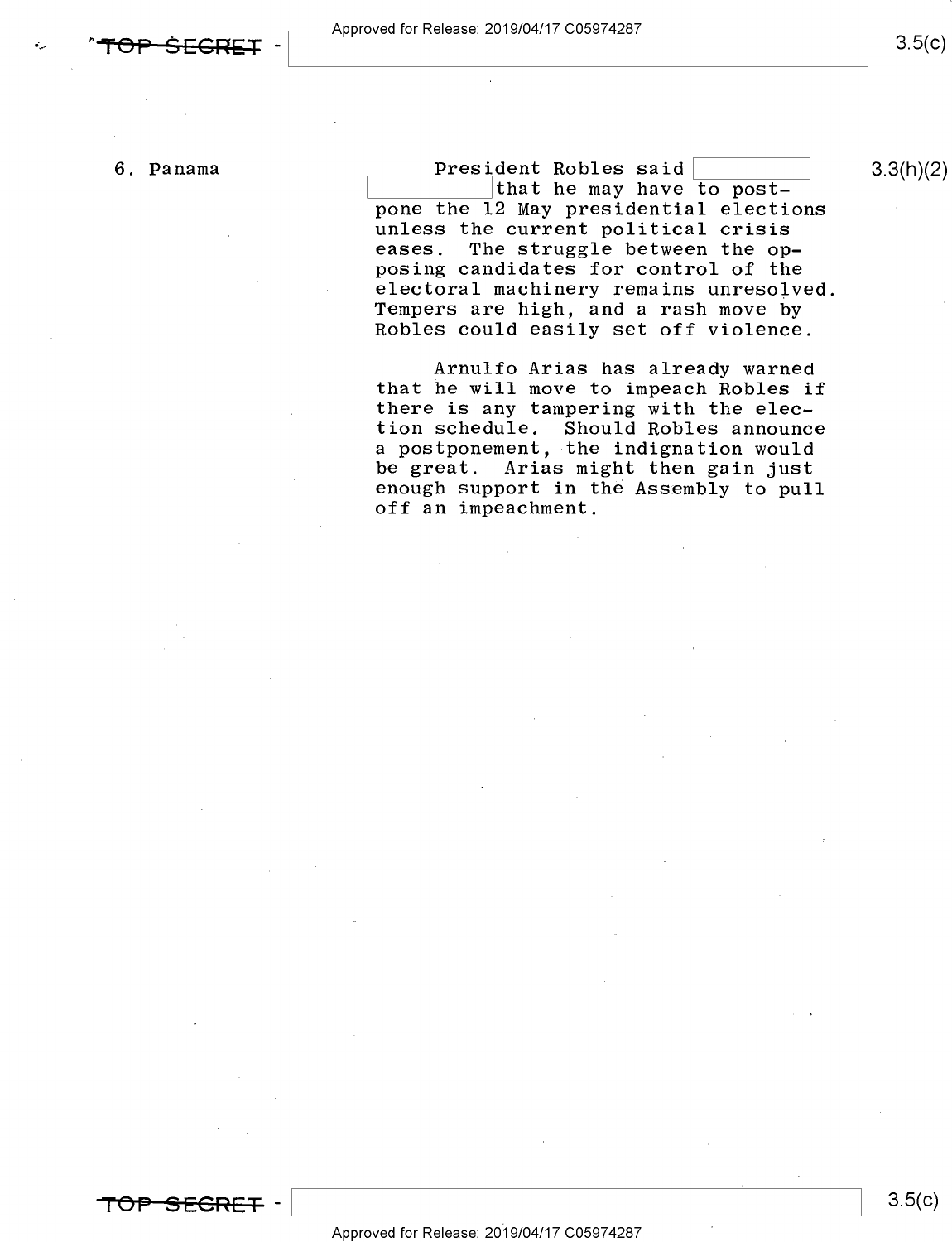6. Panama

President Robles said [redacted] that he may have to postpone the 12 May presidential elections unless the current political crisis eases. The struggle between the opposing candidates for control of the electoral machinery remains unresolved. Tempers are high, and a rash move by Robles could easily set off violence.

Arnulfo Arias has already warned that he will move to impeach Robles if there is any tampering with the election schedule. Should Robles announce a postponement, the indignation would be great. Arias might then gain just enough support in the Assembly to pull off an impeachment.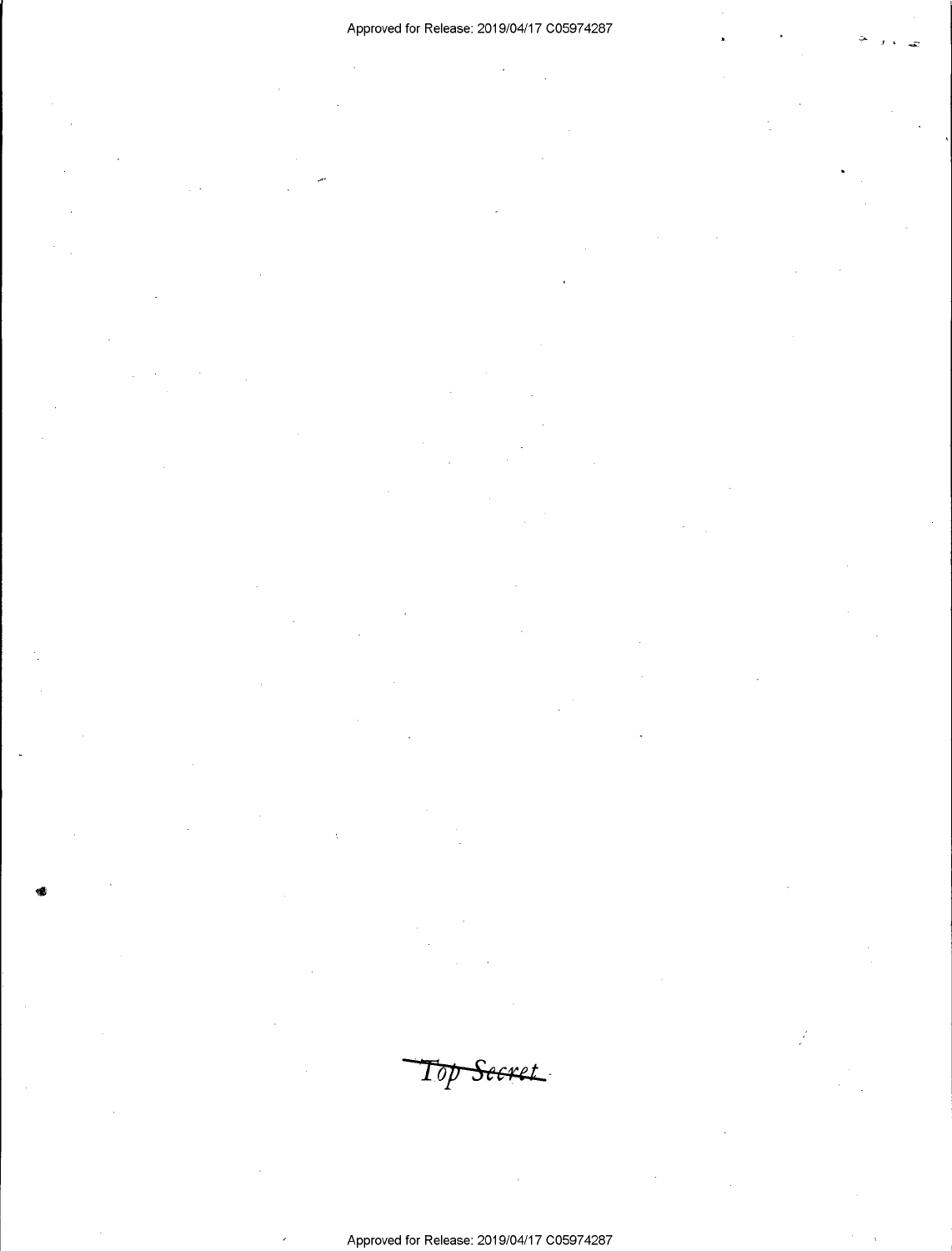~~Top Secret~~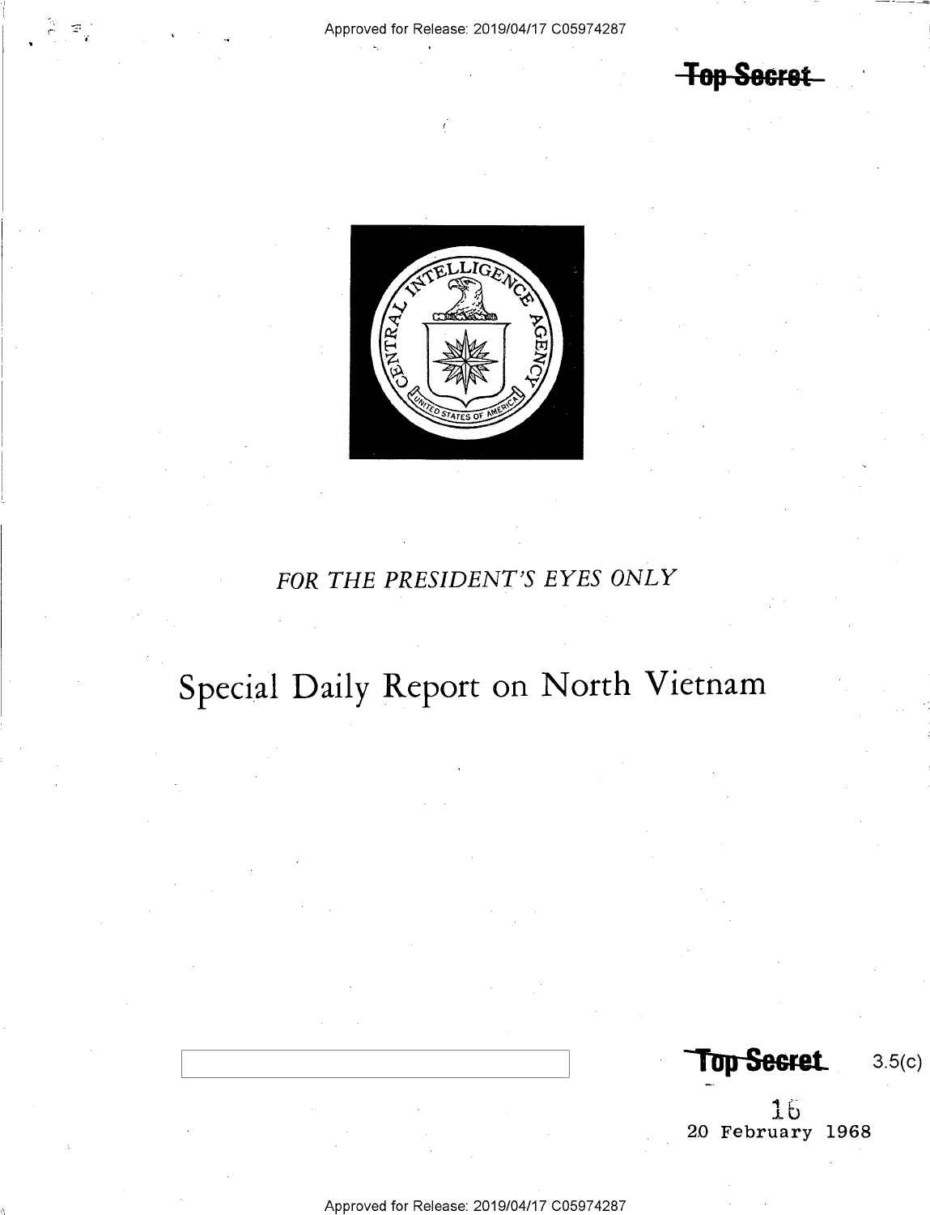Top Secret

FOR THE PRESIDENT'S EYES ONLY

# Special Daily Report on North Vietnam

Top Secret 3.5(c)

16

20 February 1968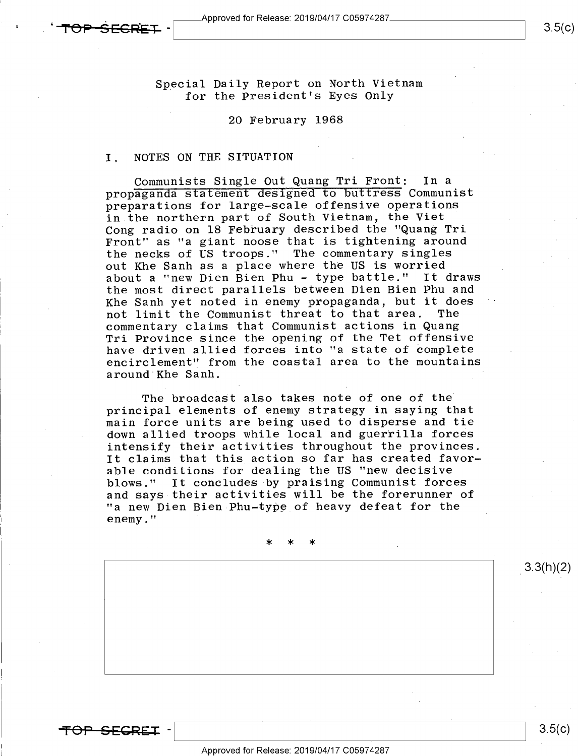Special Daily Report on North Vietnam
for the President's Eyes Only

20 February 1968

I. NOTES ON THE SITUATION

Communists Single Out Quang Tri Front: In a propaganda statement designed to buttress Communist preparations for large-scale offensive operations in the northern part of South Vietnam, the Viet Cong radio on 18 February described the "Quang Tri Front" as "a giant noose that is tightening around the necks of US troops." The commentary singles out Khe Sanh as a place where the US is worried about a "new Dien Bien Phu - type battle." It draws the most direct parallels between Dien Bien Phu and Khe Sanh yet noted in enemy propaganda, but it does not limit the Communist threat to that area. The commentary claims that Communist actions in Quang Tri Province since the opening of the Tet offensive have driven allied forces into "a state of complete encirclement" from the coastal area to the mountains around Khe Sanh.

The broadcast also takes note of one of the principal elements of enemy strategy in saying that main force units are being used to disperse and tie down allied troops while local and guerrilla forces intensify their activities throughout the provinces. It claims that this action so far has created favorable conditions for dealing the US "new decisive blows." It concludes by praising Communist forces and says their activities will be the forerunner of "a new Dien Bien Phu-type of heavy defeat for the enemy."

\* \* \*

3.3(h)(2)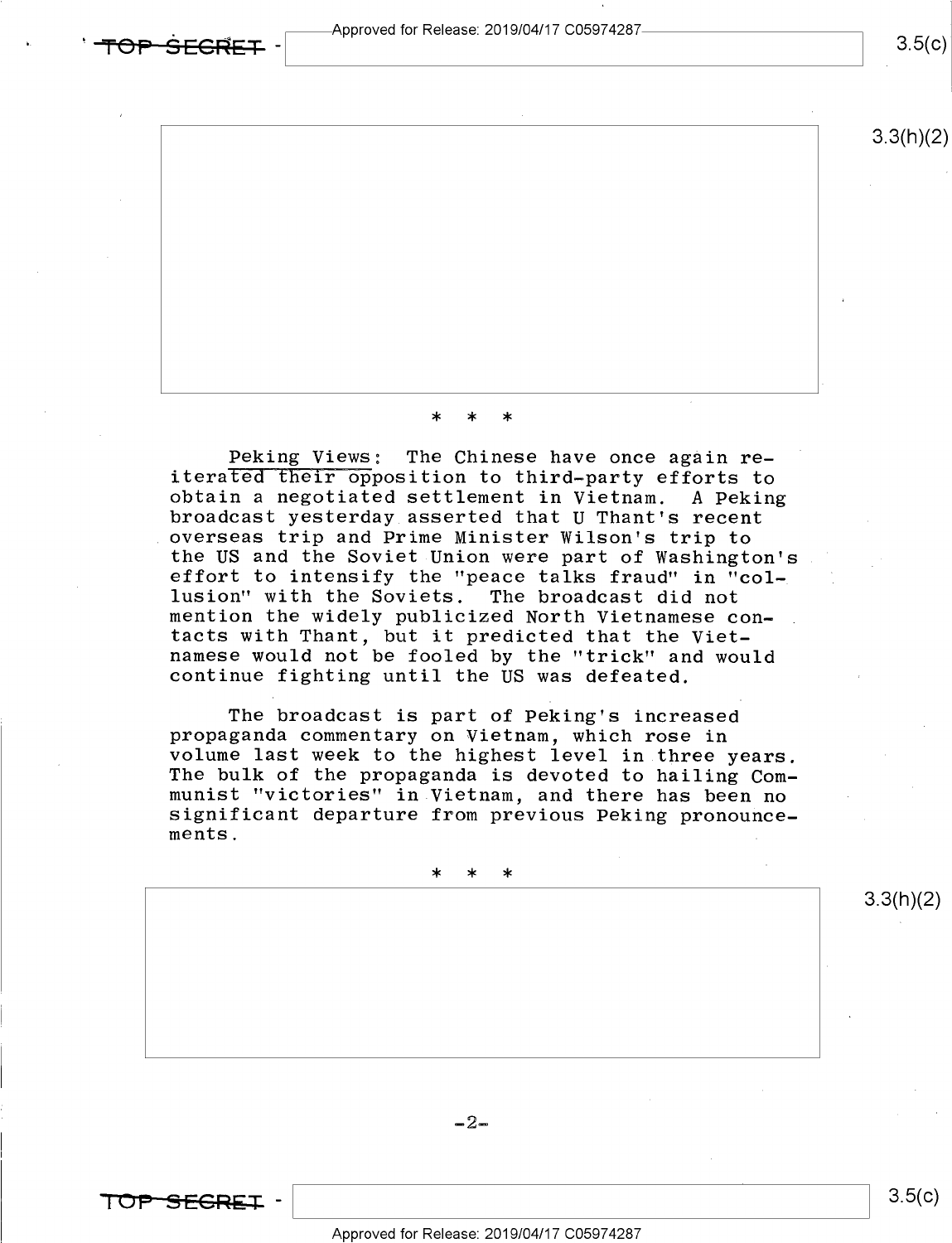\*   \*   \*

<u>Peking Views</u>: The Chinese have once again reiterated their opposition to third-party efforts to obtain a negotiated settlement in Vietnam. A Peking broadcast yesterday asserted that U Thant's recent overseas trip and Prime Minister Wilson's trip to the US and the Soviet Union were part of Washington's effort to intensify the "peace talks fraud" in "collusion" with the Soviets. The broadcast did not mention the widely publicized North Vietnamese contacts with Thant, but it predicted that the Vietnamese would not be fooled by the "trick" and would continue fighting until the US was defeated.

The broadcast is part of Peking's increased propaganda commentary on Vietnam, which rose in volume last week to the highest level in three years. The bulk of the propaganda is devoted to hailing Communist "victories" in Vietnam, and there has been no significant departure from previous Peking pronouncements.

\*   \*   \*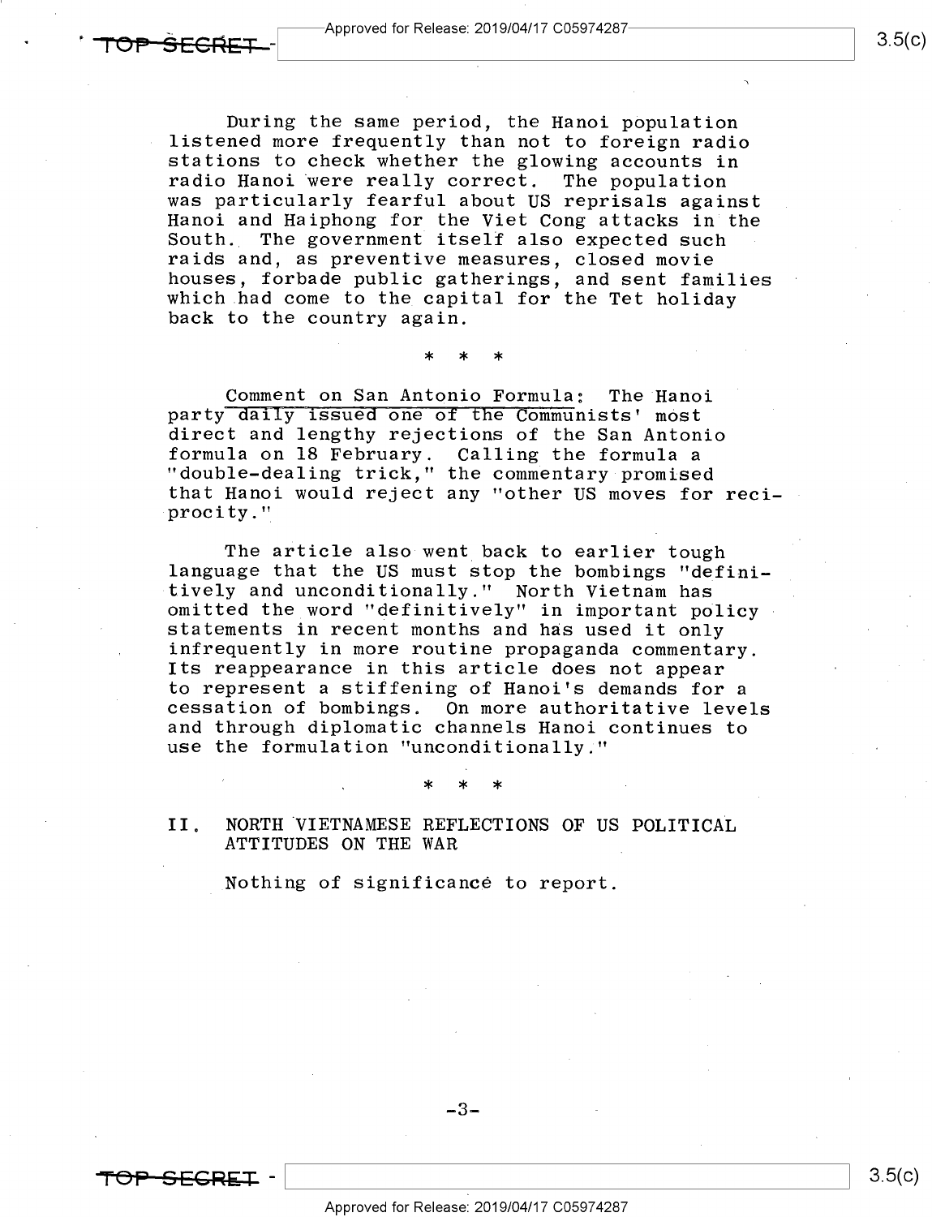During the same period, the Hanoi population listened more frequently than not to foreign radio stations to check whether the glowing accounts in radio Hanoi were really correct. The population was particularly fearful about US reprisals against Hanoi and Haiphong for the Viet Cong attacks in the South. The government itself also expected such raids and, as preventive measures, closed movie houses, forbade public gatherings, and sent families which had come to the capital for the Tet holiday back to the country again.

\* \* \*

Comment on San Antonio Formula: The Hanoi party daily issued one of the Communists' most direct and lengthy rejections of the San Antonio formula on 18 February. Calling the formula a "double-dealing trick," the commentary promised that Hanoi would reject any "other US moves for reciprocity."

The article also went back to earlier tough language that the US must stop the bombings "definitively and unconditionally." North Vietnam has omitted the word "definitively" in important policy statements in recent months and has used it only infrequently in more routine propaganda commentary. Its reappearance in this article does not appear to represent a stiffening of Hanoi's demands for a cessation of bombings. On more authoritative levels and through diplomatic channels Hanoi continues to use the formulation "unconditionally."

\* \* \*

## II. NORTH VIETNAMESE REFLECTIONS OF US POLITICAL ATTITUDES ON THE WAR

Nothing of significance to report.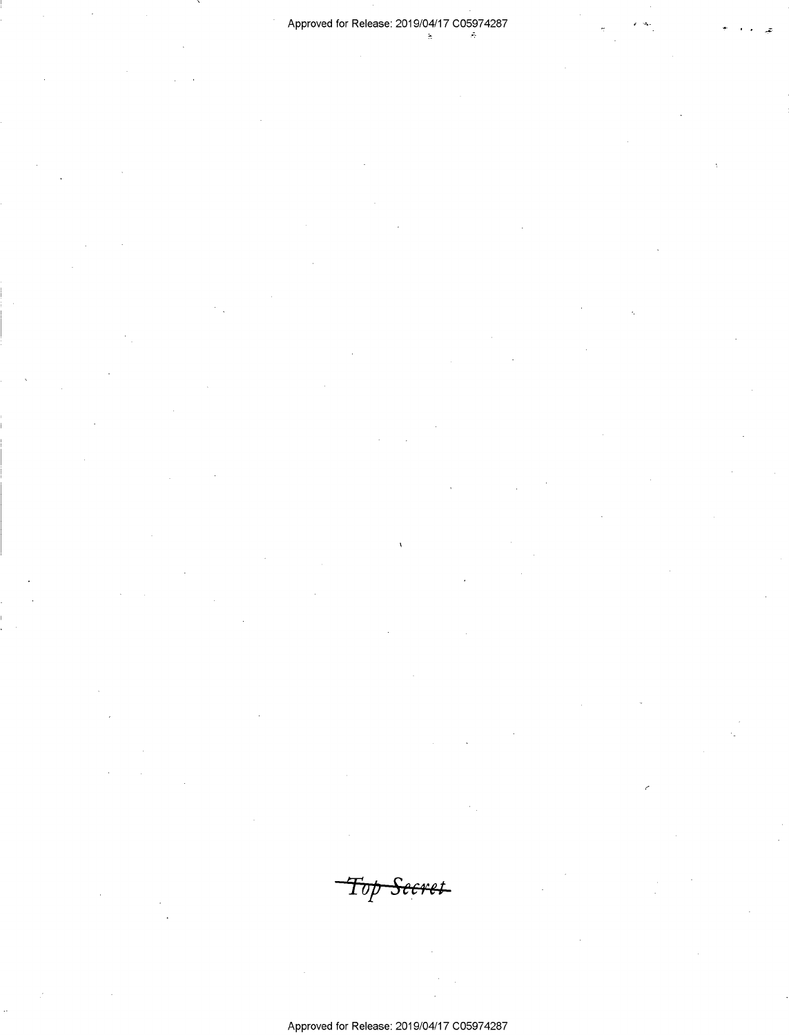~~Top Secret~~